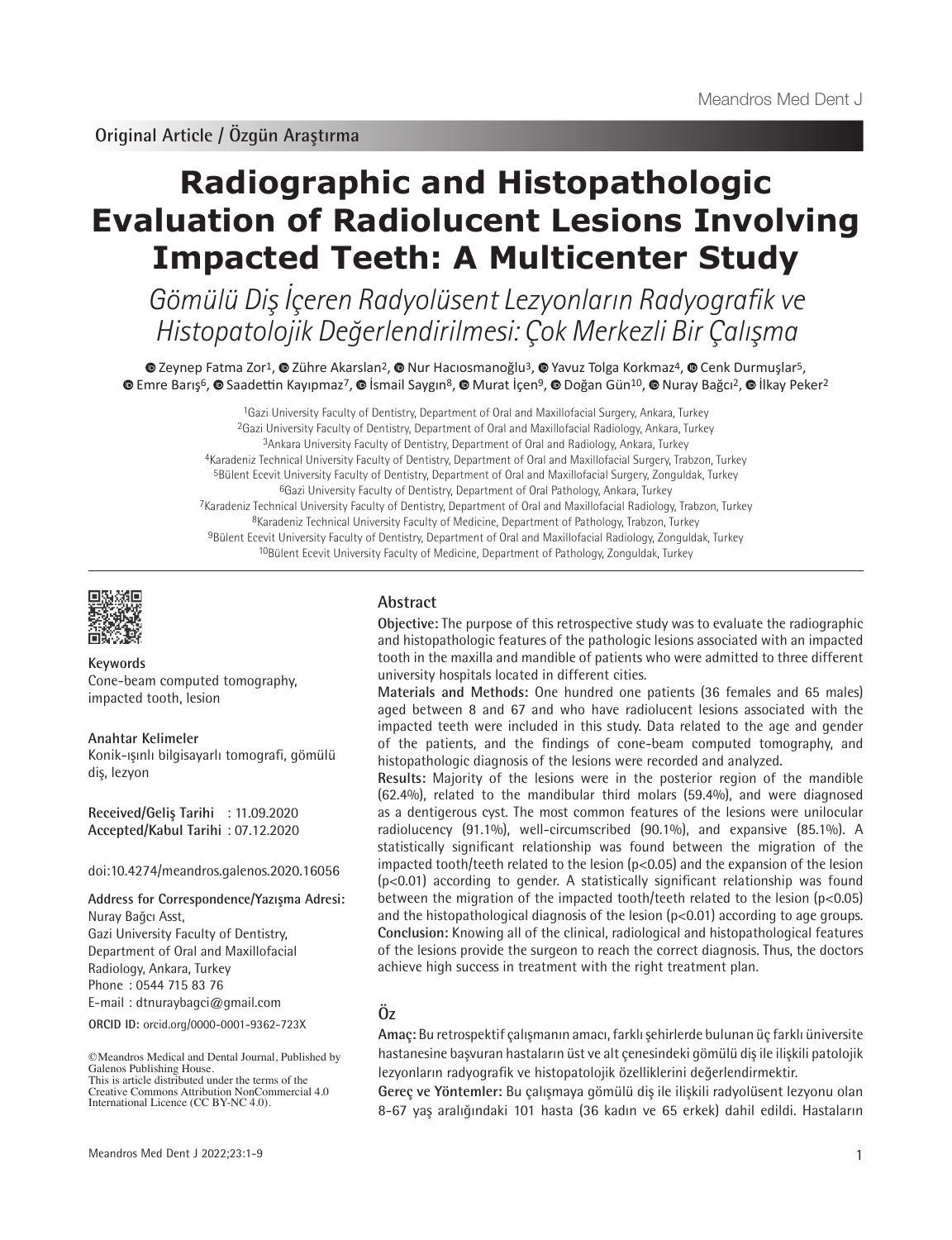Original Article / Özgün Araştırma

# Radiographic and Histopathologic Evaluation of Radiolucent Lesions Involving Impacted Teeth: A Multicenter Study

*Gömülü Diş İçeren Radyolüsent Lezyonların Radyografik ve Histopatolojik Değerlendirilmesi: Çok Merkezli Bir Çalışma*

Zeynep Fatma Zor[1], Zühre Akarslan[2], Nur Hacıosmanoğlu[3], Yavuz Tolga Korkmaz[4], Cenk Durmuşlar[5], Emre Barış[6], Saadettin Kayıpmaz[7], İsmail Saygın[8], Murat İçen[9], Doğan Gün[10], Nuray Bağcı[2], İlkay Peker[2]

[1]Gazi University Faculty of Dentistry, Department of Oral and Maxillofacial Surgery, Ankara, Turkey
[2]Gazi University Faculty of Dentistry, Department of Oral and Maxillofacial Radiology, Ankara, Turkey
[3]Ankara University Faculty of Dentistry, Department of Oral and Radiology, Ankara, Turkey
[4]Karadeniz Technical University Faculty of Dentistry, Department of Oral and Maxillofacial Surgery, Trabzon, Turkey
[5]Bülent Ecevit University Faculty of Dentistry, Department of Oral and Maxillofacial Surgery, Zonguldak, Turkey
[6]Gazi University Faculty of Dentistry, Department of Oral Pathology, Ankara, Turkey
[7]Karadeniz Technical University Faculty of Dentistry, Department of Oral and Maxillofacial Radiology, Trabzon, Turkey
[8]Karadeniz Technical University Faculty of Medicine, Department of Pathology, Trabzon, Turkey
[9]Bülent Ecevit University Faculty of Dentistry, Department of Oral and Maxillofacial Radiology, Zonguldak, Turkey
[10]Bülent Ecevit University Faculty of Medicine, Department of Pathology, Zonguldak, Turkey

**Keywords**
Cone-beam computed tomography, impacted tooth, lesion

**Anahtar Kelimeler**
Konik-ışınlı bilgisayarlı tomografi, gömülü diş, lezyon

**Received/Geliş Tarihi** : 11.09.2020
**Accepted/Kabul Tarihi** : 07.12.2020

doi:10.4274/meandros.galenos.2020.16056

**Address for Correspondence/Yazışma Adresi:**
Nuray Bağcı Asst,
Gazi University Faculty of Dentistry,
Department of Oral and Maxillofacial Radiology, Ankara, Turkey
Phone : 0544 715 83 76
E-mail : dtnuraybagci@gmail.com

ORCID ID: orcid.org/0000-0001-9362-723X

©Meandros Medical and Dental Journal, Published by Galenos Publishing House.
This is article distributed under the terms of the Creative Commons Attribution NonCommercial 4.0 International Licence (CC BY-NC 4.0).

## Abstract

**Objective:** The purpose of this retrospective study was to evaluate the radiographic and histopathologic features of the pathologic lesions associated with an impacted tooth in the maxilla and mandible of patients who were admitted to three different university hospitals located in different cities.

**Materials and Methods:** One hundred one patients (36 females and 65 males) aged between 8 and 67 and who have radiolucent lesions associated with the impacted teeth were included in this study. Data related to the age and gender of the patients, and the findings of cone-beam computed tomography, and histopathologic diagnosis of the lesions were recorded and analyzed.

**Results:** Majority of the lesions were in the posterior region of the mandible (62.4%), related to the mandibular third molars (59.4%), and were diagnosed as a dentigerous cyst. The most common features of the lesions were unilocular radiolucency (91.1%), well-circumscribed (90.1%), and expansive (85.1%). A statistically significant relationship was found between the migration of the impacted tooth/teeth related to the lesion ($p<0.05$) and the expansion of the lesion ($p<0.01$) according to gender. A statistically significant relationship was found between the migration of the impacted tooth/teeth related to the lesion ($p<0.05$) and the histopathological diagnosis of the lesion ($p<0.01$) according to age groups.

**Conclusion:** Knowing all of the clinical, radiological and histopathological features of the lesions provide the surgeon to reach the correct diagnosis. Thus, the doctors achieve high success in treatment with the right treatment plan.

## Öz

**Amaç:** Bu retrospektif çalışmanın amacı, farklı şehirlerde bulunan üç farklı üniversite hastanesine başvuran hastaların üst ve alt çenesindeki gömülü diş ile ilişkili patolojik lezyonların radyografik ve histopatolojik özelliklerini değerlendirmektir.

**Gereç ve Yöntemler:** Bu çalışmaya gömülü diş ile ilişkili radyolüsent lezyonu olan 8-67 yaş aralığındaki 101 hasta (36 kadın ve 65 erkek) dahil edildi. Hastaların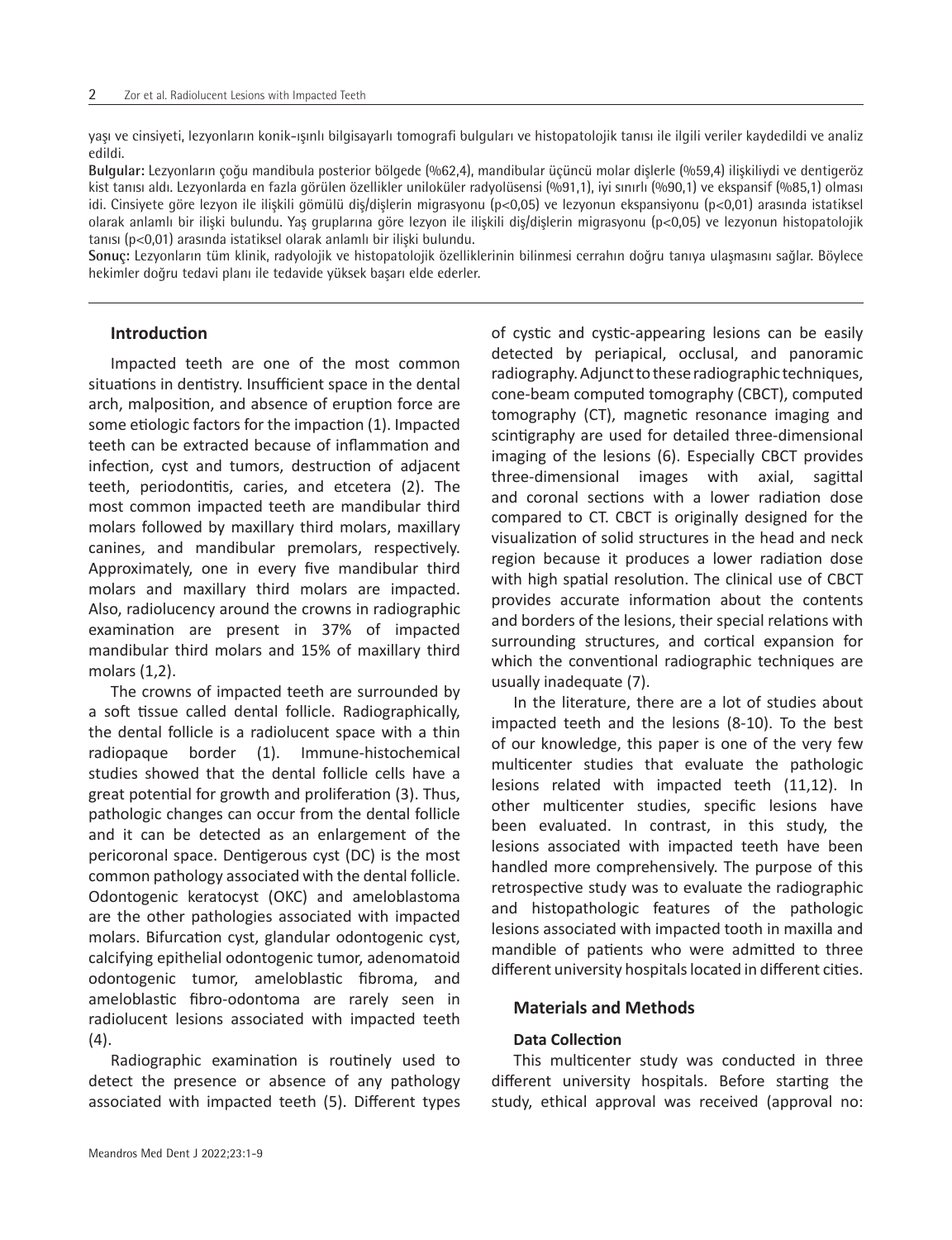yaşı ve cinsiyeti, lezyonların konik-ışınlı bilgisayarlı tomografi bulguları ve histopatolojik tanısı ile ilgili veriler kaydedildi ve analiz edildi.

**Bulgular:** Lezyonların çoğu mandibula posterior bölgede (%62,4), mandibular üçüncü molar dişlerle (%59,4) ilişkiliydi ve dentigeröz kist tanısı aldı. Lezyonlarda en fazla görülen özellikler uniloküler radyolüsensi (%91,1), iyi sınırlı (%90,1) ve ekspansif (%85,1) olması idi. Cinsiyete göre lezyon ile ilişkili gömülü diş/dişlerin migrasyonu ($p<0,05$) ve lezyonun ekspansiyonu ($p<0,01$) arasında istatiksel olarak anlamlı bir ilişki bulundu. Yaş gruplarına göre lezyon ile ilişkili diş/dişlerin migrasyonu ($p<0,05$) ve lezyonun histopatolojik tanısı ($p<0,01$) arasında istatiksel olarak anlamlı bir ilişki bulundu.

**Sonuç:** Lezyonların tüm klinik, radyolojik ve histopatolojik özelliklerinin bilinmesi cerrahın doğru tanıya ulaşmasını sağlar. Böylece hekimler doğru tedavi planı ile tedavide yüksek başarı elde ederler.

## Introduction

Impacted teeth are one of the most common situations in dentistry. Insufficient space in the dental arch, malposition, and absence of eruption force are some etiologic factors for the impaction (1). Impacted teeth can be extracted because of inflammation and infection, cyst and tumors, destruction of adjacent teeth, periodontitis, caries, and etcetera (2). The most common impacted teeth are mandibular third molars followed by maxillary third molars, maxillary canines, and mandibular premolars, respectively. Approximately, one in every five mandibular third molars and maxillary third molars are impacted. Also, radiolucency around the crowns in radiographic examination are present in 37% of impacted mandibular third molars and 15% of maxillary third molars (1,2).

The crowns of impacted teeth are surrounded by a soft tissue called dental follicle. Radiographically, the dental follicle is a radiolucent space with a thin radiopaque border (1). Immune-histochemical studies showed that the dental follicle cells have a great potential for growth and proliferation (3). Thus, pathologic changes can occur from the dental follicle and it can be detected as an enlargement of the pericoronal space. Dentigerous cyst (DC) is the most common pathology associated with the dental follicle. Odontogenic keratocyst (OKC) and ameloblastoma are the other pathologies associated with impacted molars. Bifurcation cyst, glandular odontogenic cyst, calcifying epithelial odontogenic tumor, adenomatoid odontogenic tumor, ameloblastic fibroma, and ameloblastic fibro-odontoma are rarely seen in radiolucent lesions associated with impacted teeth (4).

Radiographic examination is routinely used to detect the presence or absence of any pathology associated with impacted teeth (5). Different types of cystic and cystic-appearing lesions can be easily detected by periapical, occlusal, and panoramic radiography. Adjunct to these radiographic techniques, cone-beam computed tomography (CBCT), computed tomography (CT), magnetic resonance imaging and scintigraphy are used for detailed three-dimensional imaging of the lesions (6). Especially CBCT provides three-dimensional images with axial, sagittal and coronal sections with a lower radiation dose compared to CT. CBCT is originally designed for the visualization of solid structures in the head and neck region because it produces a lower radiation dose with high spatial resolution. The clinical use of CBCT provides accurate information about the contents and borders of the lesions, their special relations with surrounding structures, and cortical expansion for which the conventional radiographic techniques are usually inadequate (7).

In the literature, there are a lot of studies about impacted teeth and the lesions (8-10). To the best of our knowledge, this paper is one of the very few multicenter studies that evaluate the pathologic lesions related with impacted teeth (11,12). In other multicenter studies, specific lesions have been evaluated. In contrast, in this study, the lesions associated with impacted teeth have been handled more comprehensively. The purpose of this retrospective study was to evaluate the radiographic and histopathologic features of the pathologic lesions associated with impacted tooth in maxilla and mandible of patients who were admitted to three different university hospitals located in different cities.

## Materials and Methods

### Data Collection

This multicenter study was conducted in three different university hospitals. Before starting the study, ethical approval was received (approval no: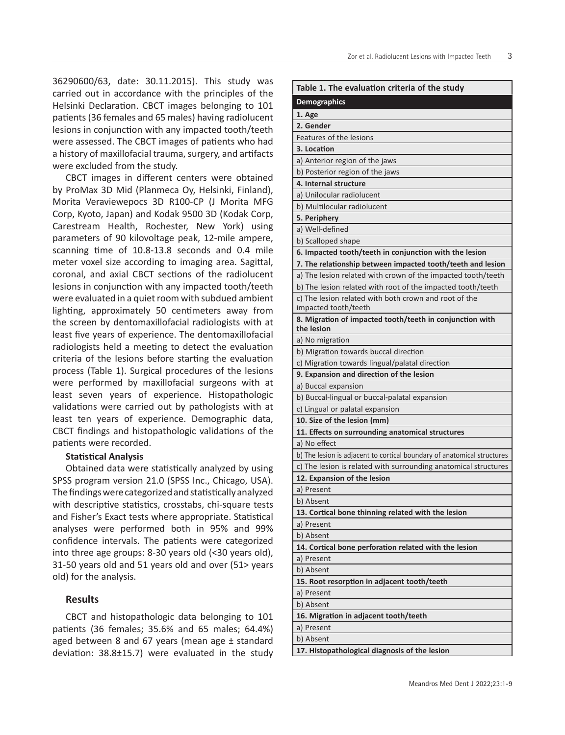36290600/63, date: 30.11.2015). This study was carried out in accordance with the principles of the Helsinki Declaration. CBCT images belonging to 101 patients (36 females and 65 males) having radiolucent lesions in conjunction with any impacted tooth/teeth were assessed. The CBCT images of patients who had a history of maxillofacial trauma, surgery, and artifacts were excluded from the study.

CBCT images in different centers were obtained by ProMax 3D Mid (Planmeca Oy, Helsinki, Finland), Morita Veraviewepocs 3D R100-CP (J Morita MFG Corp, Kyoto, Japan) and Kodak 9500 3D (Kodak Corp, Carestream Health, Rochester, New York) using parameters of 90 kilovoltage peak, 12-mile ampere, scanning time of 10.8-13.8 seconds and 0.4 mile meter voxel size according to imaging area. Sagittal, coronal, and axial CBCT sections of the radiolucent lesions in conjunction with any impacted tooth/teeth were evaluated in a quiet room with subdued ambient lighting, approximately 50 centimeters away from the screen by dentomaxillofacial radiologists with at least five years of experience. The dentomaxillofacial radiologists held a meeting to detect the evaluation criteria of the lesions before starting the evaluation process (Table 1). Surgical procedures of the lesions were performed by maxillofacial surgeons with at least seven years of experience. Histopathologic validations were carried out by pathologists with at least ten years of experience. Demographic data, CBCT findings and histopathologic validations of the patients were recorded.

**Statistical Analysis**

Obtained data were statistically analyzed by using SPSS program version 21.0 (SPSS Inc., Chicago, USA). The findings were categorized and statistically analyzed with descriptive statistics, crosstabs, chi-square tests and Fisher's Exact tests where appropriate. Statistical analyses were performed both in 95% and 99% confidence intervals. The patients were categorized into three age groups: 8-30 years old (<30 years old), 31-50 years old and 51 years old and over (51> years old) for the analysis.

## Results

CBCT and histopathologic data belonging to 101 patients (36 females; 35.6% and 65 males; 64.4%) aged between 8 and 67 years (mean age ± standard deviation: 38.8±15.7) were evaluated in the study

**Table 1. The evaluation criteria of the study**

| **Demographics** |
|---|
| **1. Age** |
| **2. Gender** |
| Features of the lesions |
| **3. Location** |
| a) Anterior region of the jaws |
| b) Posterior region of the jaws |
| **4. Internal structure** |
| a) Unilocular radiolucent |
| b) Multilocular radiolucent |
| **5. Periphery** |
| a) Well-defined |
| b) Scalloped shape |
| **6. Impacted tooth/teeth in conjunction with the lesion** |
| **7. The relationship between impacted tooth/teeth and lesion** |
| a) The lesion related with crown of the impacted tooth/teeth |
| b) The lesion related with root of the impacted tooth/teeth |
| c) The lesion related with both crown and root of the impacted tooth/teeth |
| **8. Migration of impacted tooth/teeth in conjunction with the lesion** |
| a) No migration |
| b) Migration towards buccal direction |
| c) Migration towards lingual/palatal direction |
| **9. Expansion and direction of the lesion** |
| a) Buccal expansion |
| b) Buccal-lingual or buccal-palatal expansion |
| c) Lingual or palatal expansion |
| **10. Size of the lesion (mm)** |
| **11. Effects on surrounding anatomical structures** |
| a) No effect |
| b) The lesion is adjacent to cortical boundary of anatomical structures |
| c) The lesion is related with surrounding anatomical structures |
| **12. Expansion of the lesion** |
| a) Present |
| b) Absent |
| **13. Cortical bone thinning related with the lesion** |
| a) Present |
| b) Absent |
| **14. Cortical bone perforation related with the lesion** |
| a) Present |
| b) Absent |
| **15. Root resorption in adjacent tooth/teeth** |
| a) Present |
| b) Absent |
| **16. Migration in adjacent tooth/teeth** |
| a) Present |
| b) Absent |
| **17. Histopathological diagnosis of the lesion** |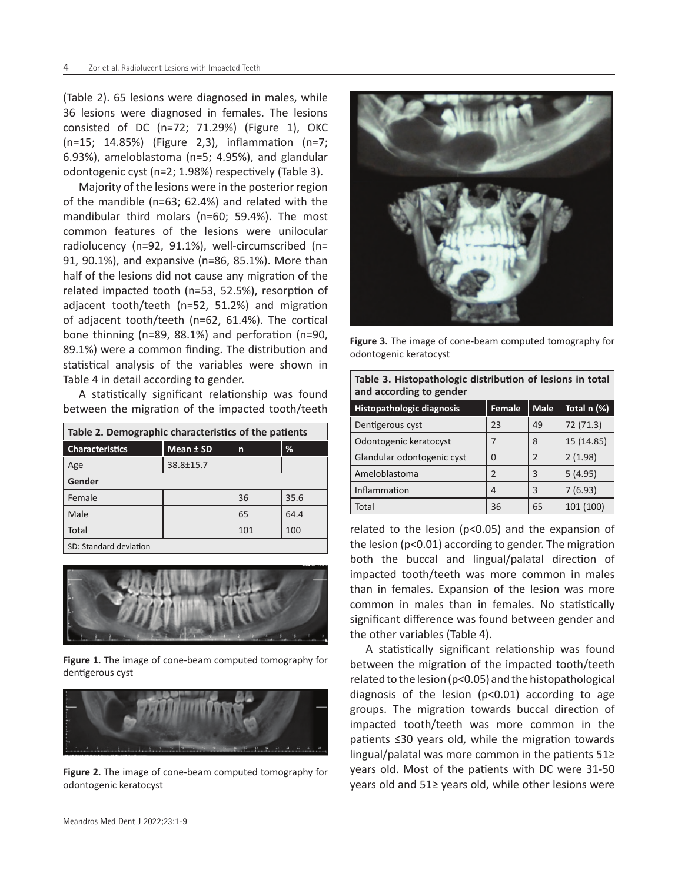(Table 2). 65 lesions were diagnosed in males, while 36 lesions were diagnosed in females. The lesions consisted of DC (n=72; 71.29%) (Figure 1), OKC (n=15; 14.85%) (Figure 2,3), inflammation (n=7; 6.93%), ameloblastoma (n=5; 4.95%), and glandular odontogenic cyst (n=2; 1.98%) respectively (Table 3).

Majority of the lesions were in the posterior region of the mandible (n=63; 62.4%) and related with the mandibular third molars (n=60; 59.4%). The most common features of the lesions were unilocular radiolucency (n=92, 91.1%), well-circumscribed (n= 91, 90.1%), and expansive (n=86, 85.1%). More than half of the lesions did not cause any migration of the related impacted tooth (n=53, 52.5%), resorption of adjacent tooth/teeth (n=52, 51.2%) and migration of adjacent tooth/teeth (n=62, 61.4%). The cortical bone thinning (n=89, 88.1%) and perforation (n=90, 89.1%) were a common finding. The distribution and statistical analysis of the variables were shown in Table 4 in detail according to gender.

A statistically significant relationship was found between the migration of the impacted tooth/teeth related to the lesion ($p<0.05$) and the expansion of the lesion ($p<0.01$) according to gender. The migration both the buccal and lingual/palatal direction of impacted tooth/teeth was more common in males than in females. Expansion of the lesion was more common in males than in females. No statistically significant difference was found between gender and the other variables (Table 4).

**Table 2. Demographic characteristics of the patients**

| Characteristics | Mean ± SD | n | % |
|---|---|---|---|
| Age | 38.8±15.7 | | |
| **Gender** | | | |
| Female | | 36 | 35.6 |
| Male | | 65 | 64.4 |
| Total | | 101 | 100 |

SD: Standard deviation

**Figure 1.** The image of cone-beam computed tomography for dentigerous cyst

**Figure 2.** The image of cone-beam computed tomography for odontogenic keratocyst

**Figure 3.** The image of cone-beam computed tomography for odontogenic keratocyst

**Table 3. Histopathologic distribution of lesions in total and according to gender**

| Histopathologic diagnosis | Female | Male | Total n (%) |
|---|---|---|---|
| Dentigerous cyst | 23 | 49 | 72 (71.3) |
| Odontogenic keratocyst | 7 | 8 | 15 (14.85) |
| Glandular odontogenic cyst | 0 | 2 | 2 (1.98) |
| Ameloblastoma | 2 | 3 | 5 (4.95) |
| Inflammation | 4 | 3 | 7 (6.93) |
| Total | 36 | 65 | 101 (100) |

A statistically significant relationship was found between the migration of the impacted tooth/teeth related to the lesion ($p<0.05$) and the histopathological diagnosis of the lesion ($p<0.01$) according to age groups. The migration towards buccal direction of impacted tooth/teeth was more common in the patients ≤30 years old, while the migration towards lingual/palatal was more common in the patients 51≥ years old. Most of the patients with DC were 31-50 years old and 51≥ years old, while other lesions were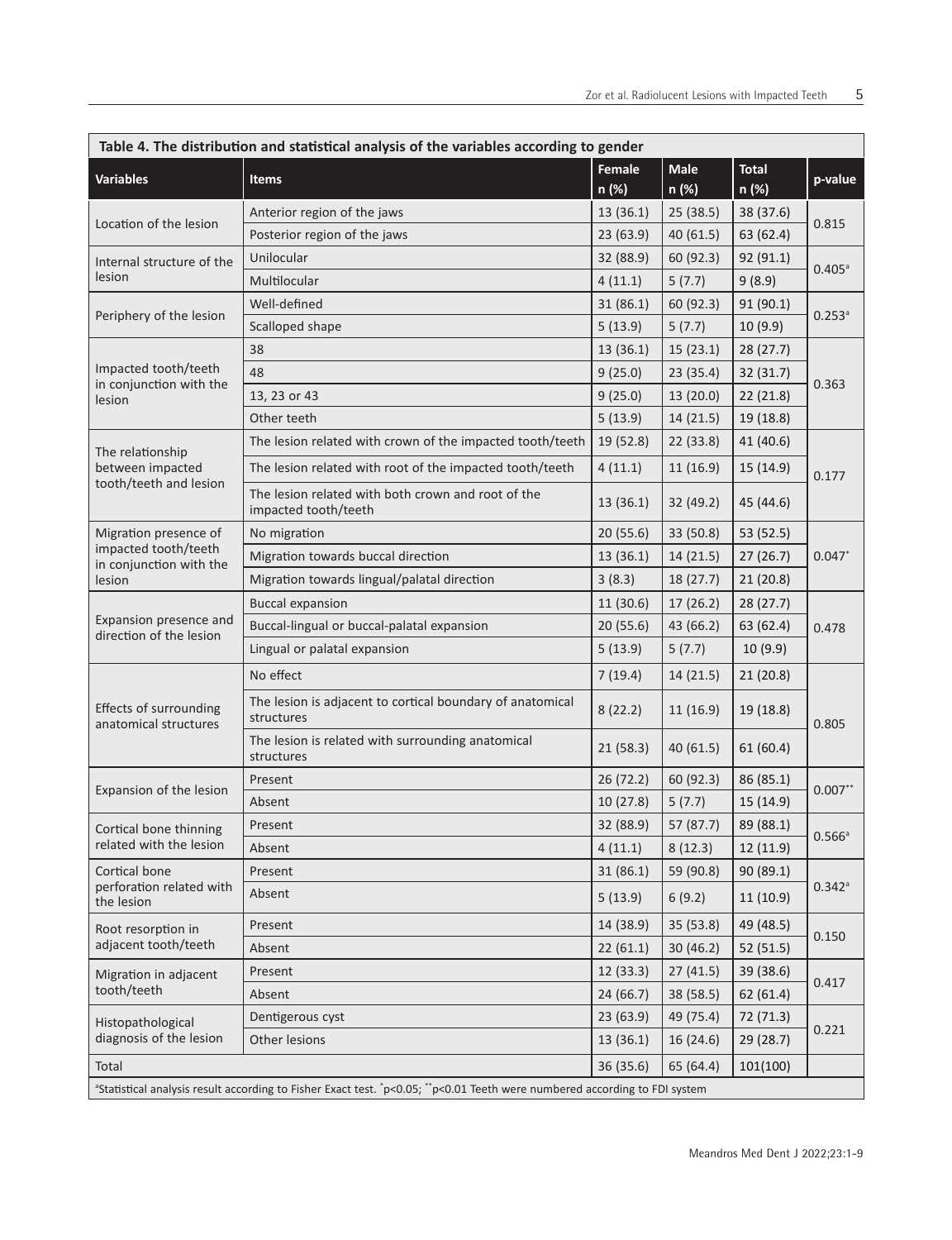**Table 4. The distribution and statistical analysis of the variables according to gender**

| Variables | Items | Female n (%) | Male n (%) | Total n (%) | p-value |
|---|---|---|---|---|---|
| Location of the lesion | Anterior region of the jaws | 13 (36.1) | 25 (38.5) | 38 (37.6) | 0.815 |
| | Posterior region of the jaws | 23 (63.9) | 40 (61.5) | 63 (62.4) | |
| Internal structure of the lesion | Unilocular | 32 (88.9) | 60 (92.3) | 92 (91.1) | 0.405[a] |
| | Multilocular | 4 (11.1) | 5 (7.7) | 9 (8.9) | |
| Periphery of the lesion | Well-defined | 31 (86.1) | 60 (92.3) | 91 (90.1) | 0.253[a] |
| | Scalloped shape | 5 (13.9) | 5 (7.7) | 10 (9.9) | |
| Impacted tooth/teeth in conjunction with the lesion | 38 | 13 (36.1) | 15 (23.1) | 28 (27.7) | 0.363 |
| | 48 | 9 (25.0) | 23 (35.4) | 32 (31.7) | |
| | 13, 23 or 43 | 9 (25.0) | 13 (20.0) | 22 (21.8) | |
| | Other teeth | 5 (13.9) | 14 (21.5) | 19 (18.8) | |
| The relationship between impacted tooth/teeth and lesion | The lesion related with crown of the impacted tooth/teeth | 19 (52.8) | 22 (33.8) | 41 (40.6) | 0.177 |
| | The lesion related with root of the impacted tooth/teeth | 4 (11.1) | 11 (16.9) | 15 (14.9) | |
| | The lesion related with both crown and root of the impacted tooth/teeth | 13 (36.1) | 32 (49.2) | 45 (44.6) | |
| Migration presence of impacted tooth/teeth in conjunction with the lesion | No migration | 20 (55.6) | 33 (50.8) | 53 (52.5) | 0.047* |
| | Migration towards buccal direction | 13 (36.1) | 14 (21.5) | 27 (26.7) | |
| | Migration towards lingual/palatal direction | 3 (8.3) | 18 (27.7) | 21 (20.8) | |
| Expansion presence and direction of the lesion | Buccal expansion | 11 (30.6) | 17 (26.2) | 28 (27.7) | 0.478 |
| | Buccal-lingual or buccal-palatal expansion | 20 (55.6) | 43 (66.2) | 63 (62.4) | |
| | Lingual or palatal expansion | 5 (13.9) | 5 (7.7) | 10 (9.9) | |
| Effects of surrounding anatomical structures | No effect | 7 (19.4) | 14 (21.5) | 21 (20.8) | 0.805 |
| | The lesion is adjacent to cortical boundary of anatomical structures | 8 (22.2) | 11 (16.9) | 19 (18.8) | |
| | The lesion is related with surrounding anatomical structures | 21 (58.3) | 40 (61.5) | 61 (60.4) | |
| Expansion of the lesion | Present | 26 (72.2) | 60 (92.3) | 86 (85.1) | 0.007** |
| | Absent | 10 (27.8) | 5 (7.7) | 15 (14.9) | |
| Cortical bone thinning related with the lesion | Present | 32 (88.9) | 57 (87.7) | 89 (88.1) | 0.566[a] |
| | Absent | 4 (11.1) | 8 (12.3) | 12 (11.9) | |
| Cortical bone perforation related with the lesion | Present | 31 (86.1) | 59 (90.8) | 90 (89.1) | 0.342[a] |
| | Absent | 5 (13.9) | 6 (9.2) | 11 (10.9) | |
| Root resorption in adjacent tooth/teeth | Present | 14 (38.9) | 35 (53.8) | 49 (48.5) | 0.150 |
| | Absent | 22 (61.1) | 30 (46.2) | 52 (51.5) | |
| Migration in adjacent tooth/teeth | Present | 12 (33.3) | 27 (41.5) | 39 (38.6) | 0.417 |
| | Absent | 24 (66.7) | 38 (58.5) | 62 (61.4) | |
| Histopathological diagnosis of the lesion | Dentigerous cyst | 23 (63.9) | 49 (75.4) | 72 (71.3) | 0.221 |
| | Other lesions | 13 (36.1) | 16 (24.6) | 29 (28.7) | |
| Total | | 36 (35.6) | 65 (64.4) | 101(100) | |

[a]Statistical analysis result according to Fisher Exact test. *$p<0.05$; **$p<0.01$ Teeth were numbered according to FDI system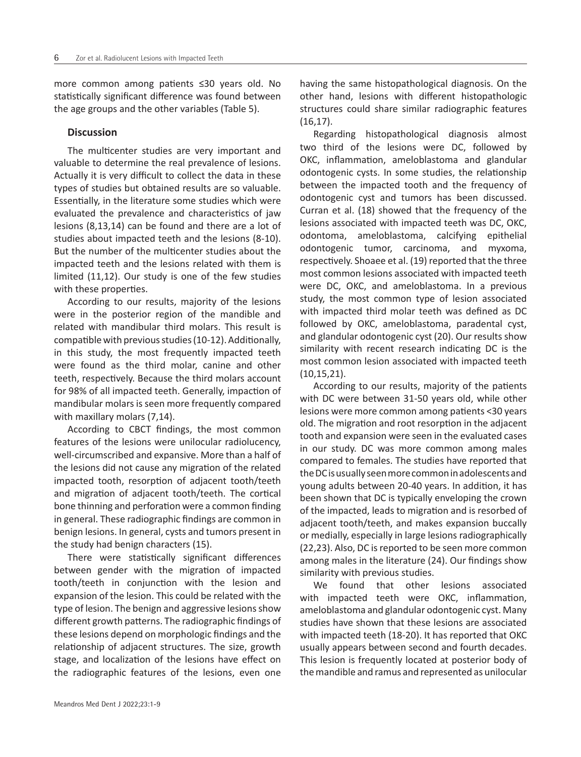more common among patients ≤30 years old. No statistically significant difference was found between the age groups and the other variables (Table 5).

## Discussion

The multicenter studies are very important and valuable to determine the real prevalence of lesions. Actually it is very difficult to collect the data in these types of studies but obtained results are so valuable. Essentially, in the literature some studies which were evaluated the prevalence and characteristics of jaw lesions (8,13,14) can be found and there are a lot of studies about impacted teeth and the lesions (8-10). But the number of the multicenter studies about the impacted teeth and the lesions related with them is limited (11,12). Our study is one of the few studies with these properties.

According to our results, majority of the lesions were in the posterior region of the mandible and related with mandibular third molars. This result is compatible with previous studies (10-12). Additionally, in this study, the most frequently impacted teeth were found as the third molar, canine and other teeth, respectively. Because the third molars account for 98% of all impacted teeth. Generally, impaction of mandibular molars is seen more frequently compared with maxillary molars (7,14).

According to CBCT findings, the most common features of the lesions were unilocular radiolucency, well-circumscribed and expansive. More than a half of the lesions did not cause any migration of the related impacted tooth, resorption of adjacent tooth/teeth and migration of adjacent tooth/teeth. The cortical bone thinning and perforation were a common finding in general. These radiographic findings are common in benign lesions. In general, cysts and tumors present in the study had benign characters (15).

There were statistically significant differences between gender with the migration of impacted tooth/teeth in conjunction with the lesion and expansion of the lesion. This could be related with the type of lesion. The benign and aggressive lesions show different growth patterns. The radiographic findings of these lesions depend on morphologic findings and the relationship of adjacent structures. The size, growth stage, and localization of the lesions have effect on the radiographic features of the lesions, even one having the same histopathological diagnosis. On the other hand, lesions with different histopathologic structures could share similar radiographic features (16,17).

Regarding histopathological diagnosis almost two third of the lesions were DC, followed by OKC, inflammation, ameloblastoma and glandular odontogenic cysts. In some studies, the relationship between the impacted tooth and the frequency of odontogenic cyst and tumors has been discussed. Curran et al. (18) showed that the frequency of the lesions associated with impacted teeth was DC, OKC, odontoma, ameloblastoma, calcifying epithelial odontogenic tumor, carcinoma, and myxoma, respectively. Shoaee et al. (19) reported that the three most common lesions associated with impacted teeth were DC, OKC, and ameloblastoma. In a previous study, the most common type of lesion associated with impacted third molar teeth was defined as DC followed by OKC, ameloblastoma, paradental cyst, and glandular odontogenic cyst (20). Our results show similarity with recent research indicating DC is the most common lesion associated with impacted teeth (10,15,21).

According to our results, majority of the patients with DC were between 31-50 years old, while other lesions were more common among patients <30 years old. The migration and root resorption in the adjacent tooth and expansion were seen in the evaluated cases in our study. DC was more common among males compared to females. The studies have reported that the DC is usually seen more common in adolescents and young adults between 20-40 years. In addition, it has been shown that DC is typically enveloping the crown of the impacted, leads to migration and is resorbed of adjacent tooth/teeth, and makes expansion buccally or medially, especially in large lesions radiographically (22,23). Also, DC is reported to be seen more common among males in the literature (24). Our findings show similarity with previous studies.

We found that other lesions associated with impacted teeth were OKC, inflammation, ameloblastoma and glandular odontogenic cyst. Many studies have shown that these lesions are associated with impacted teeth (18-20). It has reported that OKC usually appears between second and fourth decades. This lesion is frequently located at posterior body of the mandible and ramus and represented as unilocular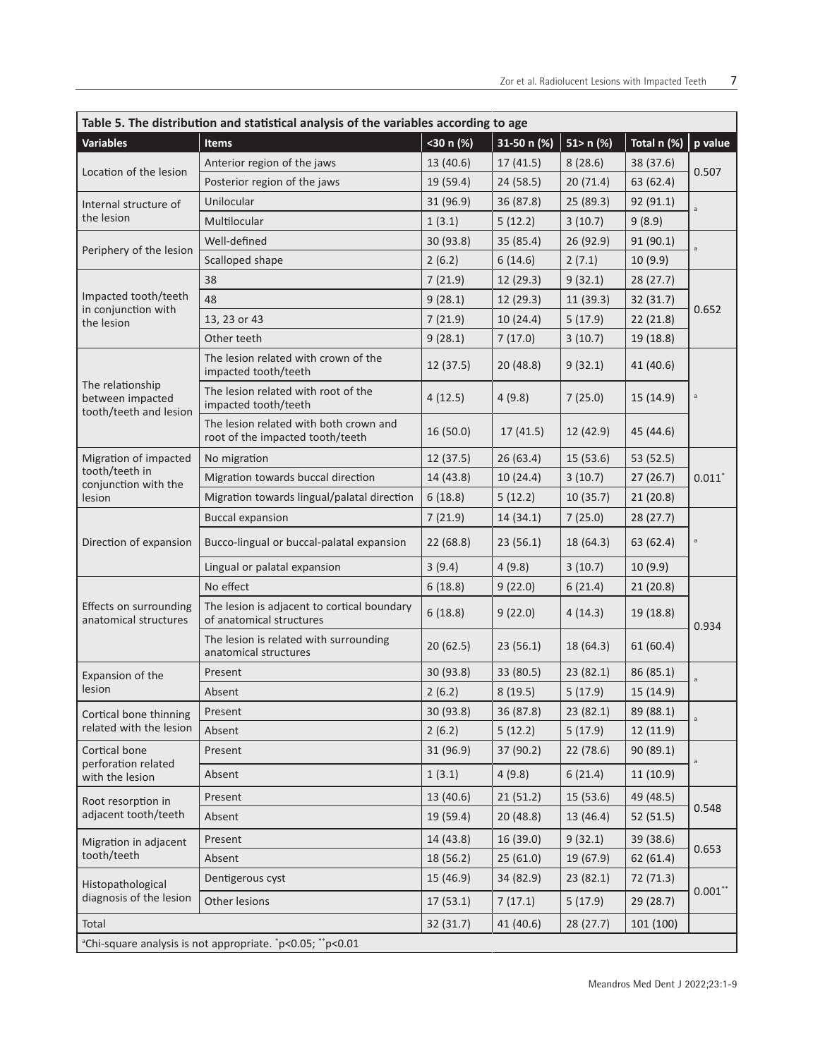**Table 5. The distribution and statistical analysis of the variables according to age**

| Variables | Items | <30 n (%) | 31-50 n (%) | 51> n (%) | Total n (%) | p value |
|---|---|---|---|---|---|---|
| Location of the lesion | Anterior region of the jaws | 13 (40.6) | 17 (41.5) | 8 (28.6) | 38 (37.6) | 0.507 |
| | Posterior region of the jaws | 19 (59.4) | 24 (58.5) | 20 (71.4) | 63 (62.4) | |
| Internal structure of the lesion | Unilocular | 31 (96.9) | 36 (87.8) | 25 (89.3) | 92 (91.1) | [a] |
| | Multilocular | 1 (3.1) | 5 (12.2) | 3 (10.7) | 9 (8.9) | |
| Periphery of the lesion | Well-defined | 30 (93.8) | 35 (85.4) | 26 (92.9) | 91 (90.1) | [a] |
| | Scalloped shape | 2 (6.2) | 6 (14.6) | 2 (7.1) | 10 (9.9) | |
| Impacted tooth/teeth in conjunction with the lesion | 38 | 7 (21.9) | 12 (29.3) | 9 (32.1) | 28 (27.7) | 0.652 |
| | 48 | 9 (28.1) | 12 (29.3) | 11 (39.3) | 32 (31.7) | |
| | 13, 23 or 43 | 7 (21.9) | 10 (24.4) | 5 (17.9) | 22 (21.8) | |
| | Other teeth | 9 (28.1) | 7 (17.0) | 3 (10.7) | 19 (18.8) | |
| The relationship between impacted tooth/teeth and lesion | The lesion related with crown of the impacted tooth/teeth | 12 (37.5) | 20 (48.8) | 9 (32.1) | 41 (40.6) | [a] |
| | The lesion related with root of the impacted tooth/teeth | 4 (12.5) | 4 (9.8) | 7 (25.0) | 15 (14.9) | |
| | The lesion related with both crown and root of the impacted tooth/teeth | 16 (50.0) | 17 (41.5) | 12 (42.9) | 45 (44.6) | |
| Migration of impacted tooth/teeth in conjunction with the lesion | No migration | 12 (37.5) | 26 (63.4) | 15 (53.6) | 53 (52.5) | 0.011* |
| | Migration towards buccal direction | 14 (43.8) | 10 (24.4) | 3 (10.7) | 27 (26.7) | |
| | Migration towards lingual/palatal direction | 6 (18.8) | 5 (12.2) | 10 (35.7) | 21 (20.8) | |
| Direction of expansion | Buccal expansion | 7 (21.9) | 14 (34.1) | 7 (25.0) | 28 (27.7) | [a] |
| | Bucco-lingual or buccal-palatal expansion | 22 (68.8) | 23 (56.1) | 18 (64.3) | 63 (62.4) | |
| | Lingual or palatal expansion | 3 (9.4) | 4 (9.8) | 3 (10.7) | 10 (9.9) | |
| Effects on surrounding anatomical structures | No effect | 6 (18.8) | 9 (22.0) | 6 (21.4) | 21 (20.8) | 0.934 |
| | The lesion is adjacent to cortical boundary of anatomical structures | 6 (18.8) | 9 (22.0) | 4 (14.3) | 19 (18.8) | |
| | The lesion is related with surrounding anatomical structures | 20 (62.5) | 23 (56.1) | 18 (64.3) | 61 (60.4) | |
| Expansion of the lesion | Present | 30 (93.8) | 33 (80.5) | 23 (82.1) | 86 (85.1) | [a] |
| | Absent | 2 (6.2) | 8 (19.5) | 5 (17.9) | 15 (14.9) | |
| Cortical bone thinning related with the lesion | Present | 30 (93.8) | 36 (87.8) | 23 (82.1) | 89 (88.1) | [a] |
| | Absent | 2 (6.2) | 5 (12.2) | 5 (17.9) | 12 (11.9) | |
| Cortical bone perforation related with the lesion | Present | 31 (96.9) | 37 (90.2) | 22 (78.6) | 90 (89.1) | [a] |
| | Absent | 1 (3.1) | 4 (9.8) | 6 (21.4) | 11 (10.9) | |
| Root resorption in adjacent tooth/teeth | Present | 13 (40.6) | 21 (51.2) | 15 (53.6) | 49 (48.5) | 0.548 |
| | Absent | 19 (59.4) | 20 (48.8) | 13 (46.4) | 52 (51.5) | |
| Migration in adjacent tooth/teeth | Present | 14 (43.8) | 16 (39.0) | 9 (32.1) | 39 (38.6) | 0.653 |
| | Absent | 18 (56.2) | 25 (61.0) | 19 (67.9) | 62 (61.4) | |
| Histopathological diagnosis of the lesion | Dentigerous cyst | 15 (46.9) | 34 (82.9) | 23 (82.1) | 72 (71.3) | 0.001** |
| | Other lesions | 17 (53.1) | 7 (17.1) | 5 (17.9) | 29 (28.7) | |
| Total | | 32 (31.7) | 41 (40.6) | 28 (27.7) | 101 (100) | |

[a]Chi-square analysis is not appropriate. *$p<0.05$; **$p<0.01$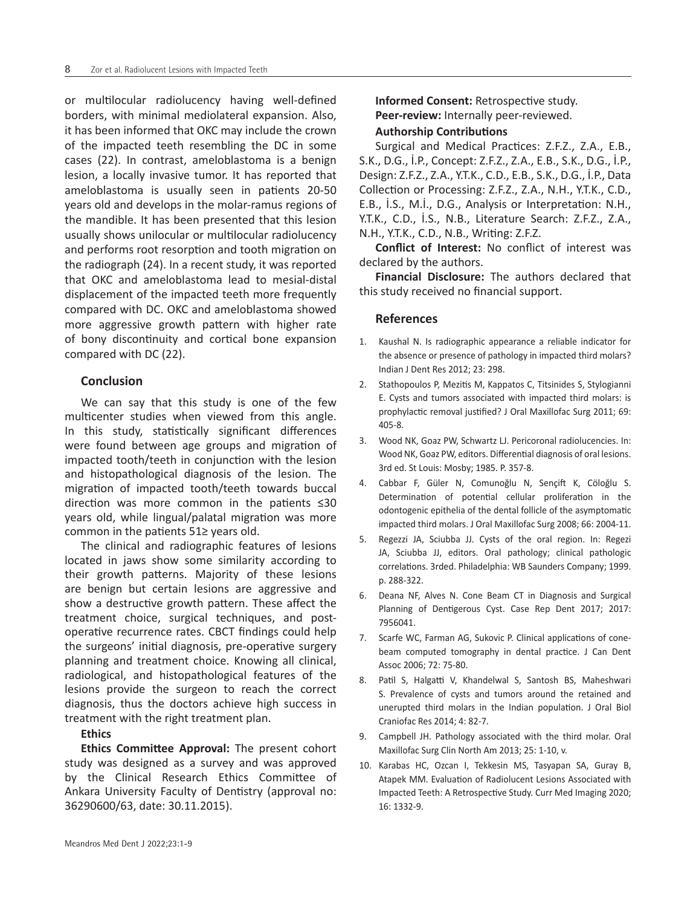or multilocular radiolucency having well-defined borders, with minimal mediolateral expansion. Also, it has been informed that OKC may include the crown of the impacted teeth resembling the DC in some cases (22). In contrast, ameloblastoma is a benign lesion, a locally invasive tumor. It has reported that ameloblastoma is usually seen in patients 20-50 years old and develops in the molar-ramus regions of the mandible. It has been presented that this lesion usually shows unilocular or multilocular radiolucency and performs root resorption and tooth migration on the radiograph (24). In a recent study, it was reported that OKC and ameloblastoma lead to mesial-distal displacement of the impacted teeth more frequently compared with DC. OKC and ameloblastoma showed more aggressive growth pattern with higher rate of bony discontinuity and cortical bone expansion compared with DC (22).

## Conclusion

We can say that this study is one of the few multicenter studies when viewed from this angle. In this study, statistically significant differences were found between age groups and migration of impacted tooth/teeth in conjunction with the lesion and histopathological diagnosis of the lesion. The migration of impacted tooth/teeth towards buccal direction was more common in the patients ≤30 years old, while lingual/palatal migration was more common in the patients 51≥ years old.

The clinical and radiographic features of lesions located in jaws show some similarity according to their growth patterns. Majority of these lesions are benign but certain lesions are aggressive and show a destructive growth pattern. These affect the treatment choice, surgical techniques, and post-operative recurrence rates. CBCT findings could help the surgeons' initial diagnosis, pre-operative surgery planning and treatment choice. Knowing all clinical, radiological, and histopathological features of the lesions provide the surgeon to reach the correct diagnosis, thus the doctors achieve high success in treatment with the right treatment plan.

**Ethics**

**Ethics Committee Approval:** The present cohort study was designed as a survey and was approved by the Clinical Research Ethics Committee of Ankara University Faculty of Dentistry (approval no: 36290600/63, date: 30.11.2015).

**Informed Consent:** Retrospective study.

**Peer-review:** Internally peer-reviewed.

**Authorship Contributions**

Surgical and Medical Practices: Z.F.Z., Z.A., E.B., S.K., D.G., İ.P., Concept: Z.F.Z., Z.A., E.B., S.K., D.G., İ.P., Design: Z.F.Z., Z.A., Y.T.K., C.D., E.B., S.K., D.G., İ.P., Data Collection or Processing: Z.F.Z., Z.A., N.H., Y.T.K., C.D., E.B., İ.S., M.İ., D.G., Analysis or Interpretation: N.H., Y.T.K., C.D., İ.S., N.B., Literature Search: Z.F.Z., Z.A., N.H., Y.T.K., C.D., N.B., Writing: Z.F.Z.

**Conflict of Interest:** No conflict of interest was declared by the authors.

**Financial Disclosure:** The authors declared that this study received no financial support.

## References

1. Kaushal N. Is radiographic appearance a reliable indicator for the absence or presence of pathology in impacted third molars? Indian J Dent Res 2012; 23: 298.
2. Stathopoulos P, Mezitis M, Kappatos C, Titsinides S, Stylogianni E. Cysts and tumors associated with impacted third molars: is prophylactic removal justified? J Oral Maxillofac Surg 2011; 69: 405-8.
3. Wood NK, Goaz PW, Schwartz LJ. Pericoronal radiolucencies. In: Wood NK, Goaz PW, editors. Differential diagnosis of oral lesions. 3rd ed. St Louis: Mosby; 1985. P. 357-8.
4. Cabbar F, Güler N, Comunoğlu N, Sençift K, Cöloğlu S. Determination of potential cellular proliferation in the odontogenic epithelia of the dental follicle of the asymptomatic impacted third molars. J Oral Maxillofac Surg 2008; 66: 2004-11.
5. Regezzi JA, Sciubba JJ. Cysts of the oral region. In: Regezi JA, Sciubba JJ, editors. Oral pathology; clinical pathologic correlations. 3rded. Philadelphia: WB Saunders Company; 1999. p. 288-322.
6. Deana NF, Alves N. Cone Beam CT in Diagnosis and Surgical Planning of Dentigerous Cyst. Case Rep Dent 2017; 2017: 7956041.
7. Scarfe WC, Farman AG, Sukovic P. Clinical applications of cone-beam computed tomography in dental practice. J Can Dent Assoc 2006; 72: 75-80.
8. Patil S, Halgatti V, Khandelwal S, Santosh BS, Maheshwari S. Prevalence of cysts and tumors around the retained and unerupted third molars in the Indian population. J Oral Biol Craniofac Res 2014; 4: 82-7.
9. Campbell JH. Pathology associated with the third molar. Oral Maxillofac Surg Clin North Am 2013; 25: 1-10, v.
10. Karabas HC, Ozcan I, Tekkesin MS, Tasyapan SA, Guray B, Atapek MM. Evaluation of Radiolucent Lesions Associated with Impacted Teeth: A Retrospective Study. Curr Med Imaging 2020; 16: 1332-9.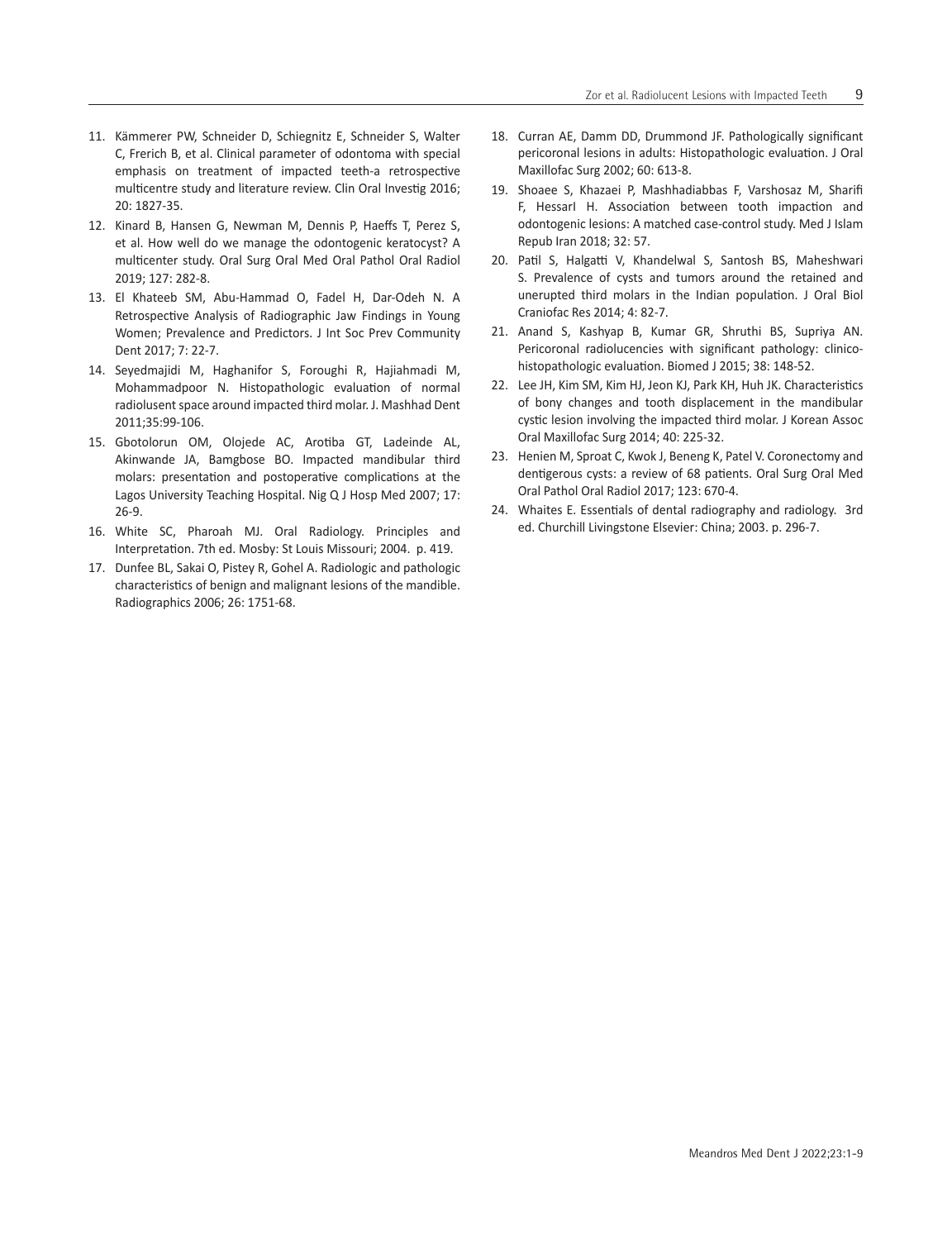11. Kämmerer PW, Schneider D, Schiegnitz E, Schneider S, Walter C, Frerich B, et al. Clinical parameter of odontoma with special emphasis on treatment of impacted teeth-a retrospective multicentre study and literature review. Clin Oral Investig 2016; 20: 1827-35.
12. Kinard B, Hansen G, Newman M, Dennis P, Haeffs T, Perez S, et al. How well do we manage the odontogenic keratocyst? A multicenter study. Oral Surg Oral Med Oral Pathol Oral Radiol 2019; 127: 282-8.
13. El Khateeb SM, Abu-Hammad O, Fadel H, Dar-Odeh N. A Retrospective Analysis of Radiographic Jaw Findings in Young Women; Prevalence and Predictors. J Int Soc Prev Community Dent 2017; 7: 22-7.
14. Seyedmajidi M, Haghanifor S, Foroughi R, Hajiahmadi M, Mohammadpoor N. Histopathologic evaluation of normal radiolusent space around impacted third molar. J. Mashhad Dent 2011;35:99-106.
15. Gbotolorun OM, Olojede AC, Arotiba GT, Ladeinde AL, Akinwande JA, Bamgbose BO. Impacted mandibular third molars: presentation and postoperative complications at the Lagos University Teaching Hospital. Nig Q J Hosp Med 2007; 17: 26-9.
16. White SC, Pharoah MJ. Oral Radiology. Principles and Interpretation. 7th ed. Mosby: St Louis Missouri; 2004. p. 419.
17. Dunfee BL, Sakai O, Pistey R, Gohel A. Radiologic and pathologic characteristics of benign and malignant lesions of the mandible. Radiographics 2006; 26: 1751-68.
18. Curran AE, Damm DD, Drummond JF. Pathologically significant pericoronal lesions in adults: Histopathologic evaluation. J Oral Maxillofac Surg 2002; 60: 613-8.
19. Shoaee S, Khazaei P, Mashhadiabbas F, Varshosaz M, Sharifi F, HessarI H. Association between tooth impaction and odontogenic lesions: A matched case-control study. Med J Islam Repub Iran 2018; 32: 57.
20. Patil S, Halgatti V, Khandelwal S, Santosh BS, Maheshwari S. Prevalence of cysts and tumors around the retained and unerupted third molars in the Indian population. J Oral Biol Craniofac Res 2014; 4: 82-7.
21. Anand S, Kashyap B, Kumar GR, Shruthi BS, Supriya AN. Pericoronal radiolucencies with significant pathology: clinico-histopathologic evaluation. Biomed J 2015; 38: 148-52.
22. Lee JH, Kim SM, Kim HJ, Jeon KJ, Park KH, Huh JK. Characteristics of bony changes and tooth displacement in the mandibular cystic lesion involving the impacted third molar. J Korean Assoc Oral Maxillofac Surg 2014; 40: 225-32.
23. Henien M, Sproat C, Kwok J, Beneng K, Patel V. Coronectomy and dentigerous cysts: a review of 68 patients. Oral Surg Oral Med Oral Pathol Oral Radiol 2017; 123: 670-4.
24. Whaites E. Essentials of dental radiography and radiology. 3rd ed. Churchill Livingstone Elsevier: China; 2003. p. 296-7.